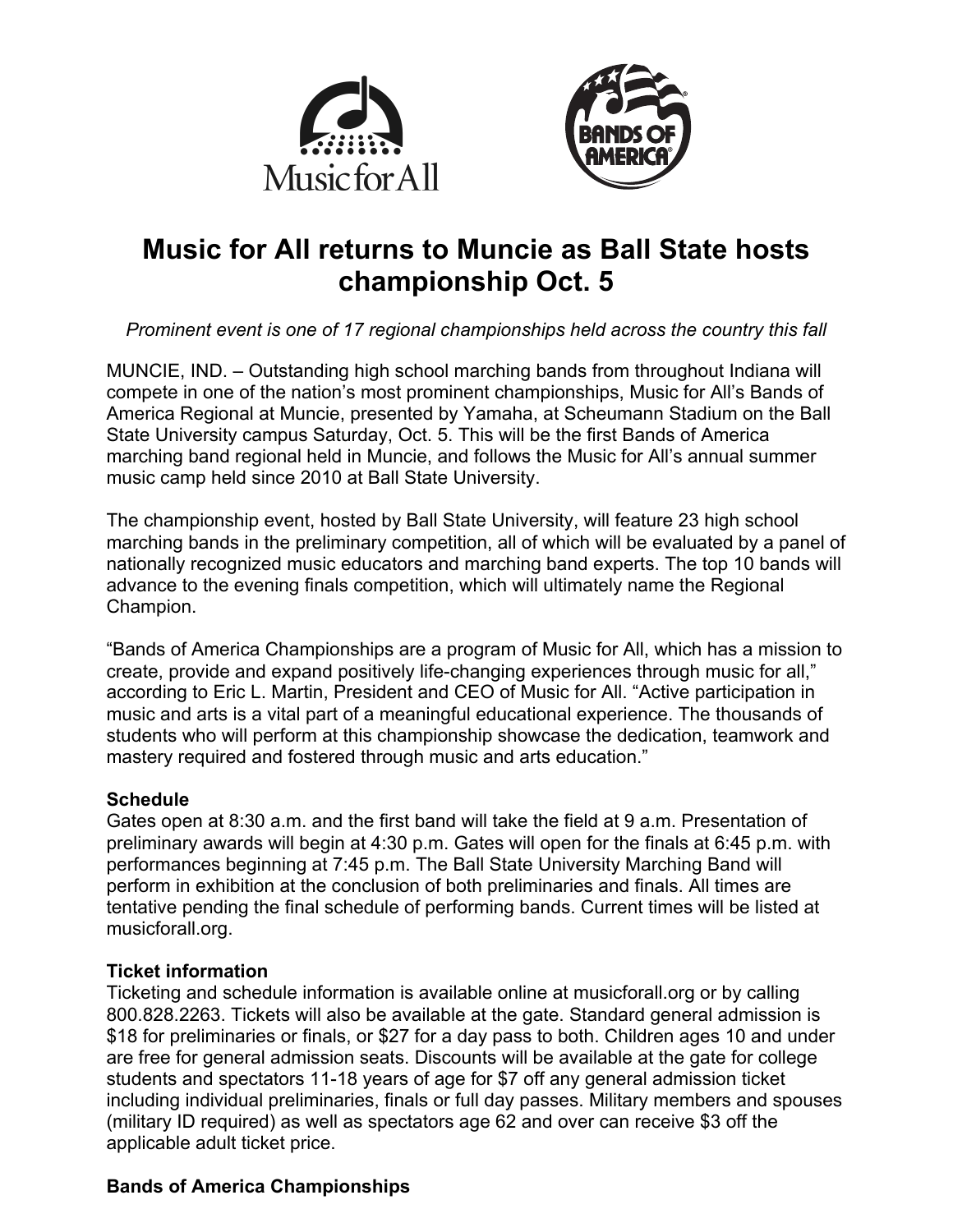# Music for All returns to Muncie as Ball State hosts championship Oct. 5

*Prominent event is one of 17 regional championships held across the country this fall*

MUNCIE, IND. – Outstanding high school marching bands from throughout Indiana will compete in one of the nation's most prominent championships, Music for All's Bands of America Regional at Muncie, presented by Yamaha, at Scheumann Stadium on the Ball State University campus Saturday, Oct. 5. This will be the first Bands of America marching band regional held in Muncie, and follows the Music for All's annual summer music camp held since 2010 at Ball State University.

The championship event, hosted by Ball State University, will feature 23 high school marching bands in the preliminary competition, all of which will be evaluated by a panel of nationally recognized music educators and marching band experts. The top 10 bands will advance to the evening finals competition, which will ultimately name the Regional Champion.

"Bands of America Championships are a program of Music for All, which has a mission to create, provide and expand positively life-changing experiences through music for all," according to Eric L. Martin, President and CEO of Music for All. "Active participation in music and arts is a vital part of a meaningful educational experience. The thousands of students who will perform at this championship showcase the dedication, teamwork and mastery required and fostered through music and arts education."

**Schedule**

Gates open at 8:30 a.m. and the first band will take the field at 9 a.m. Presentation of preliminary awards will begin at 4:30 p.m. Gates will open for the finals at 6:45 p.m. with performances beginning at 7:45 p.m. The Ball State University Marching Band will perform in exhibition at the conclusion of both preliminaries and finals. All times are tentative pending the final schedule of performing bands. Current times will be listed at musicforall.org.

**Ticket information**

Ticketing and schedule information is available online at musicforall.org or by calling 800.828.2263. Tickets will also be available at the gate. Standard general admission is $18 for preliminaries or finals, or $27 for a day pass to both. Children ages 10 and under are free for general admission seats. Discounts will be available at the gate for college students and spectators 11-18 years of age for $7 off any general admission ticket including individual preliminaries, finals or full day passes. Military members and spouses (military ID required) as well as spectators age 62 and over can receive $3 off the applicable adult ticket price.

**Bands of America Championships**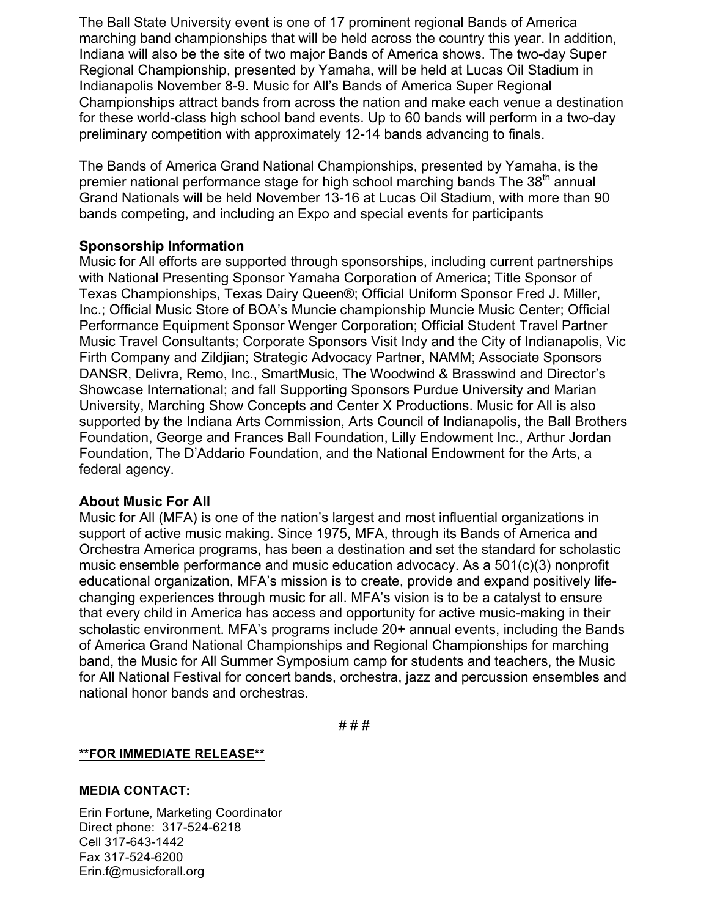The Ball State University event is one of 17 prominent regional Bands of America marching band championships that will be held across the country this year. In addition, Indiana will also be the site of two major Bands of America shows. The two-day Super Regional Championship, presented by Yamaha, will be held at Lucas Oil Stadium in Indianapolis November 8-9. Music for All's Bands of America Super Regional Championships attract bands from across the nation and make each venue a destination for these world-class high school band events. Up to 60 bands will perform in a two-day preliminary competition with approximately 12-14 bands advancing to finals.

The Bands of America Grand National Championships, presented by Yamaha, is the premier national performance stage for high school marching bands The 38th annual Grand Nationals will be held November 13-16 at Lucas Oil Stadium, with more than 90 bands competing, and including an Expo and special events for participants

**Sponsorship Information**

Music for All efforts are supported through sponsorships, including current partnerships with National Presenting Sponsor Yamaha Corporation of America; Title Sponsor of Texas Championships, Texas Dairy Queen®; Official Uniform Sponsor Fred J. Miller, Inc.; Official Music Store of BOA's Muncie championship Muncie Music Center; Official Performance Equipment Sponsor Wenger Corporation; Official Student Travel Partner Music Travel Consultants; Corporate Sponsors Visit Indy and the City of Indianapolis, Vic Firth Company and Zildjian; Strategic Advocacy Partner, NAMM; Associate Sponsors DANSR, Delivra, Remo, Inc., SmartMusic, The Woodwind & Brasswind and Director's Showcase International; and fall Supporting Sponsors Purdue University and Marian University, Marching Show Concepts and Center X Productions. Music for All is also supported by the Indiana Arts Commission, Arts Council of Indianapolis, the Ball Brothers Foundation, George and Frances Ball Foundation, Lilly Endowment Inc., Arthur Jordan Foundation, The D'Addario Foundation, and the National Endowment for the Arts, a federal agency.

**About Music For All**

Music for All (MFA) is one of the nation's largest and most influential organizations in support of active music making. Since 1975, MFA, through its Bands of America and Orchestra America programs, has been a destination and set the standard for scholastic music ensemble performance and music education advocacy. As a 501(c)(3) nonprofit educational organization, MFA's mission is to create, provide and expand positively life-changing experiences through music for all. MFA's vision is to be a catalyst to ensure that every child in America has access and opportunity for active music-making in their scholastic environment. MFA's programs include 20+ annual events, including the Bands of America Grand National Championships and Regional Championships for marching band, the Music for All Summer Symposium camp for students and teachers, the Music for All National Festival for concert bands, orchestra, jazz and percussion ensembles and national honor bands and orchestras.

# # #

**\*\*FOR IMMEDIATE RELEASE\*\***

**MEDIA CONTACT:**

Erin Fortune, Marketing Coordinator
Direct phone: 317-524-6218
Cell 317-643-1442
Fax 317-524-6200
Erin.f@musicforall.org